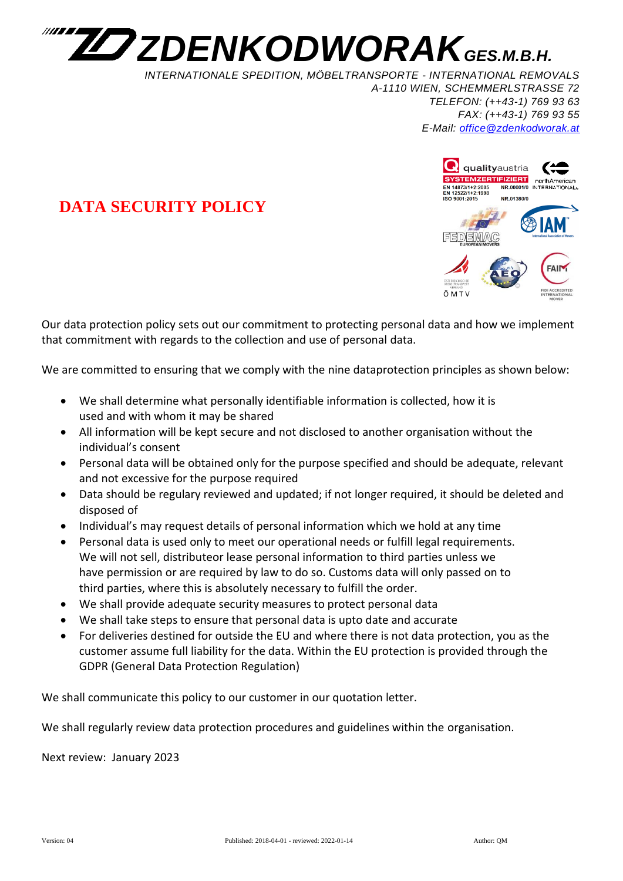# ZDENKODWORAK GES.M.B.H.

*INTERNATIONALE SPEDITION, MÖBELTRANSPORTE - INTERNATIONAL REMOVALS*
*A-1110 WIEN, SCHEMMERLSTRASSE 72*
*TELEFON: (++43-1) 769 93 63*
*FAX: (++43-1) 769 93 55*
*E-Mail: office@zdenkodworak.at*

qualityaustria SYSTEMZERTIFIZIERT
EN 14873/1+2:2005 NR.00001/0
EN 12522/1+2:1998
ISO 9001:2015 NR.01380/0

## DATA SECURITY POLICY

Our data protection policy sets out our commitment to protecting personal data and how we implement that commitment with regards to the collection and use of personal data.

We are committed to ensuring that we comply with the nine dataprotection principles as shown below:

- We shall determine what personally identifiable information is collected, how it is used and with whom it may be shared
- All information will be kept secure and not disclosed to another organisation without the individual's consent
- Personal data will be obtained only for the purpose specified and should be adequate, relevant and not excessive for the purpose required
- Data should be regulary reviewed and updated; if not longer required, it should be deleted and disposed of
- Individual's may request details of personal information which we hold at any time
- Personal data is used only to meet our operational needs or fulfill legal requirements. We will not sell, distributeor lease personal information to third parties unless we have permission or are required by law to do so. Customs data will only passed on to third parties, where this is absolutely necessary to fulfill the order.
- We shall provide adequate security measures to protect personal data
- We shall take steps to ensure that personal data is upto date and accurate
- For deliveries destined for outside the EU and where there is not data protection, you as the customer assume full liability for the data. Within the EU protection is provided through the GDPR (General Data Protection Regulation)

We shall communicate this policy to our customer in our quotation letter.

We shall regularly review data protection procedures and guidelines within the organisation.

Next review: January 2023

Version: 04 Published: 2018-04-01 - reviewed: 2022-01-14 Author: QM